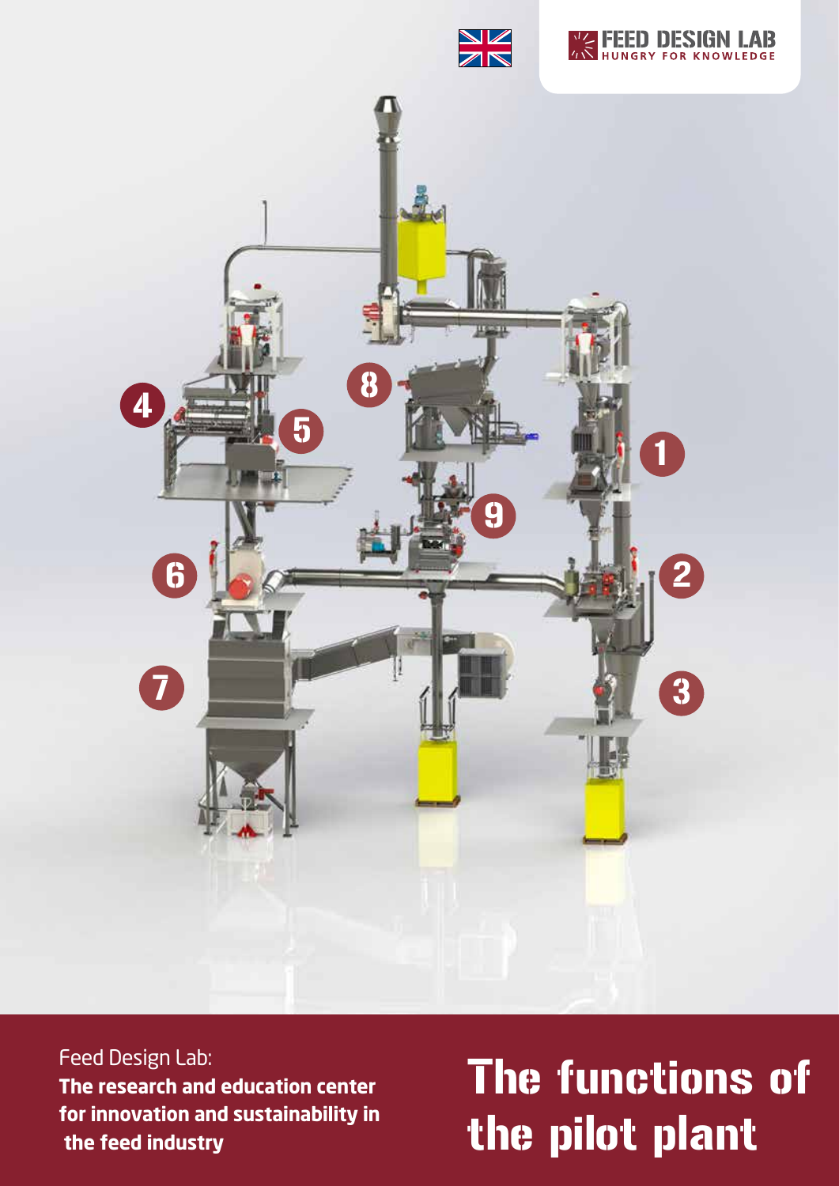FEED DESIGN LAB
HUNGRY FOR KNOWLEDGE

4 5 8 1 9 6 2 7 3

Feed Design Lab:
**The research and education center for innovation and sustainability in the feed industry**

# The functions of the pilot plant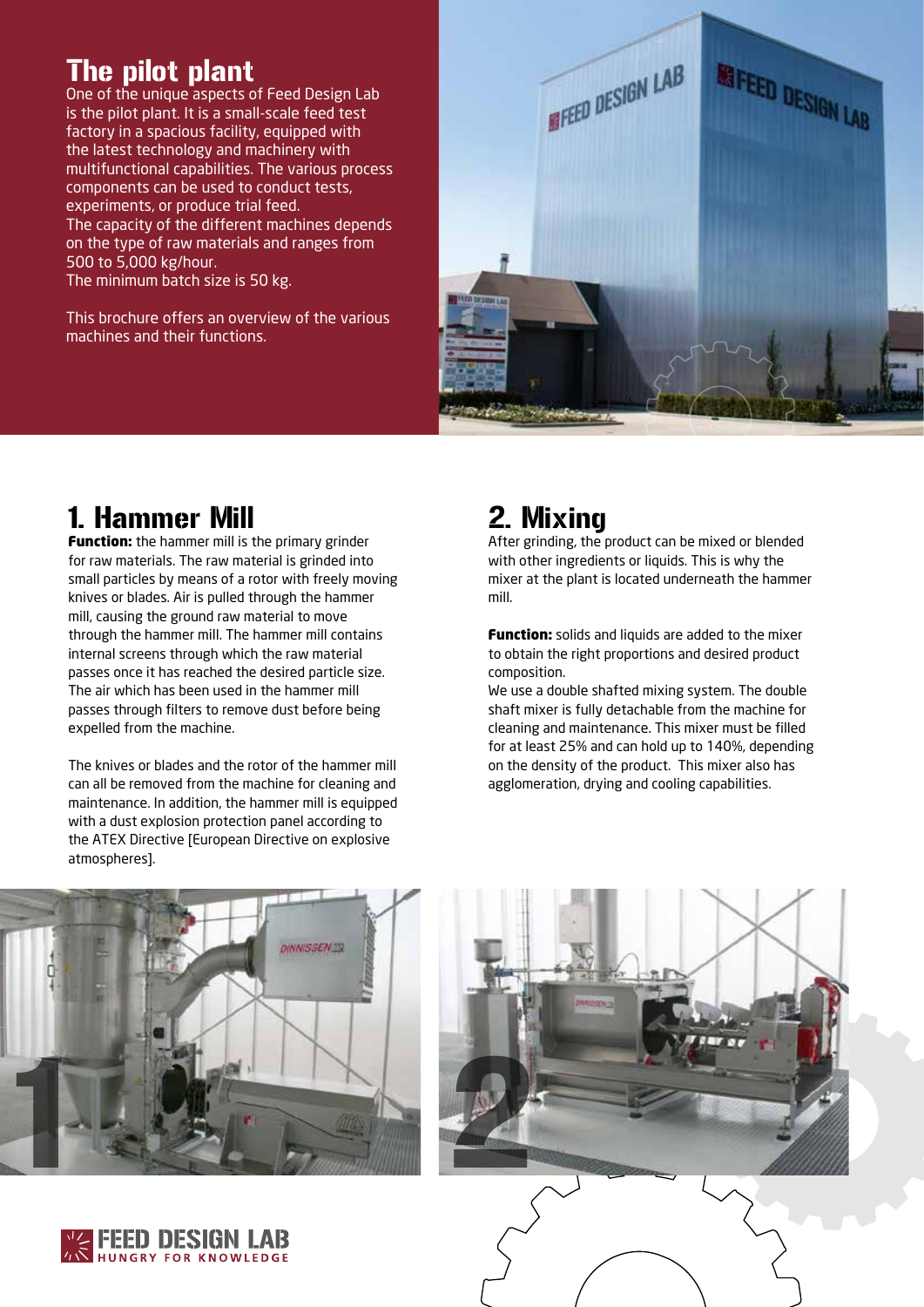# The pilot plant

One of the unique aspects of Feed Design Lab is the pilot plant. It is a small-scale feed test factory in a spacious facility, equipped with the latest technology and machinery with multifunctional capabilities. The various process components can be used to conduct tests, experiments, or produce trial feed.
The capacity of the different machines depends on the type of raw materials and ranges from 500 to 5,000 kg/hour.
The minimum batch size is 50 kg.

This brochure offers an overview of the various machines and their functions.

## 1. Hammer Mill

**Function:** the hammer mill is the primary grinder for raw materials. The raw material is grinded into small particles by means of a rotor with freely moving knives or blades. Air is pulled through the hammer mill, causing the ground raw material to move through the hammer mill. The hammer mill contains internal screens through which the raw material passes once it has reached the desired particle size. The air which has been used in the hammer mill passes through filters to remove dust before being expelled from the machine.

The knives or blades and the rotor of the hammer mill can all be removed from the machine for cleaning and maintenance. In addition, the hammer mill is equipped with a dust explosion protection panel according to the ATEX Directive [European Directive on explosive atmospheres].

## 2. Mixing

After grinding, the product can be mixed or blended with other ingredients or liquids. This is why the mixer at the plant is located underneath the hammer mill.

**Function:** solids and liquids are added to the mixer to obtain the right proportions and desired product composition.
We use a double shafted mixing system. The double shaft mixer is fully detachable from the machine for cleaning and maintenance. This mixer must be filled for at least 25% and can hold up to 140%, depending on the density of the product. This mixer also has agglomeration, drying and cooling capabilities.

FEED DESIGN LAB
HUNGRY FOR KNOWLEDGE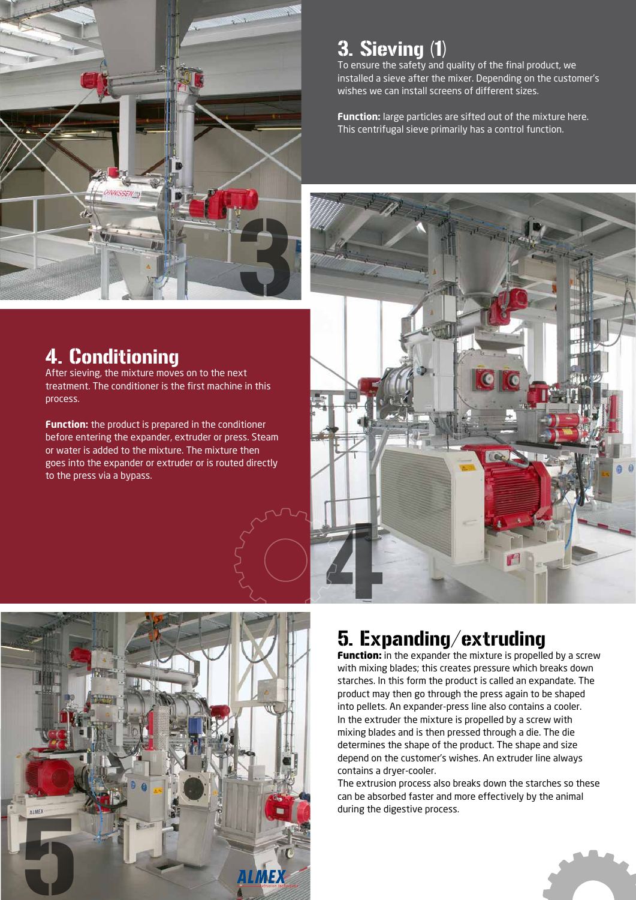## 3. Sieving (1)

To ensure the safety and quality of the final product, we installed a sieve after the mixer. Depending on the customer's wishes we can install screens of different sizes.

**Function:** large particles are sifted out of the mixture here. This centrifugal sieve primarily has a control function.

## 4. Conditioning

After sieving, the mixture moves on to the next treatment. The conditioner is the first machine in this process.

**Function:** the product is prepared in the conditioner before entering the expander, extruder or press. Steam or water is added to the mixture. The mixture then goes into the expander or extruder or is routed directly to the press via a bypass.

## 5. Expanding/extruding

**Function:** in the expander the mixture is propelled by a screw with mixing blades; this creates pressure which breaks down starches. In this form the product is called an expandate. The product may then go through the press again to be shaped into pellets. An expander-press line also contains a cooler.

In the extruder the mixture is propelled by a screw with mixing blades and is then pressed through a die. The die determines the shape of the product. The shape and size depend on the customer's wishes. An extruder line always contains a dryer-cooler.

The extrusion process also breaks down the starches so these can be absorbed faster and more effectively by the animal during the digestive process.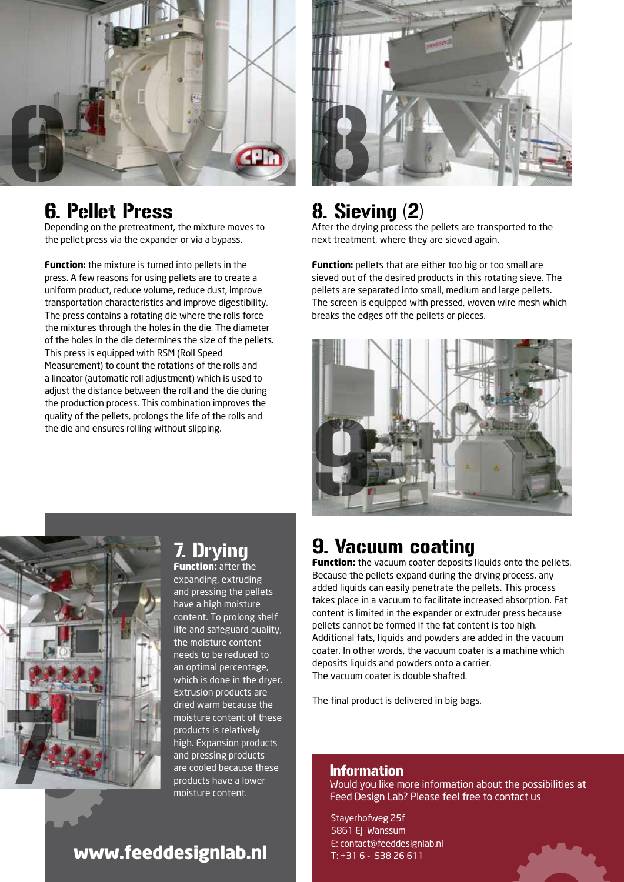## 6. Pellet Press

Depending on the pretreatment, the mixture moves to the pellet press via the expander or via a bypass.

**Function:** the mixture is turned into pellets in the press. A few reasons for using pellets are to create a uniform product, reduce volume, reduce dust, improve transportation characteristics and improve digestibility. The press contains a rotating die where the rolls force the mixtures through the holes in the die. The diameter of the holes in the die determines the size of the pellets. This press is equipped with RSM (Roll Speed Measurement) to count the rotations of the rolls and a lineator (automatic roll adjustment) which is used to adjust the distance between the roll and the die during the production process. This combination improves the quality of the pellets, prolongs the life of the rolls and the die and ensures rolling without slipping.

## 7. Drying

**Function:** after the expanding, extruding and pressing the pellets have a high moisture content. To prolong shelf life and safeguard quality, the moisture content needs to be reduced to an optimal percentage, which is done in the dryer. Extrusion products are dried warm because the moisture content of these products is relatively high. Expansion products and pressing products are cooled because these products have a lower moisture content.

## 8. Sieving (2)

After the drying process the pellets are transported to the next treatment, where they are sieved again.

**Function:** pellets that are either too big or too small are sieved out of the desired products in this rotating sieve. The pellets are separated into small, medium and large pellets. The screen is equipped with pressed, woven wire mesh which breaks the edges off the pellets or pieces.

## 9. Vacuum coating

**Function:** the vacuum coater deposits liquids onto the pellets. Because the pellets expand during the drying process, any added liquids can easily penetrate the pellets. This process takes place in a vacuum to facilitate increased absorption. Fat content is limited in the expander or extruder press because pellets cannot be formed if the fat content is too high. Additional fats, liquids and powders are added in the vacuum coater. In other words, the vacuum coater is a machine which deposits liquids and powders onto a carrier.
The vacuum coater is double shafted.

The final product is delivered in big bags.

## Information

Would you like more information about the possibilities at Feed Design Lab? Please feel free to contact us

Stayerhofweg 25f
5861 EJ Wanssum
E: contact@feeddesignlab.nl
T: +31 6 - 538 26 611

**www.feeddesignlab.nl**